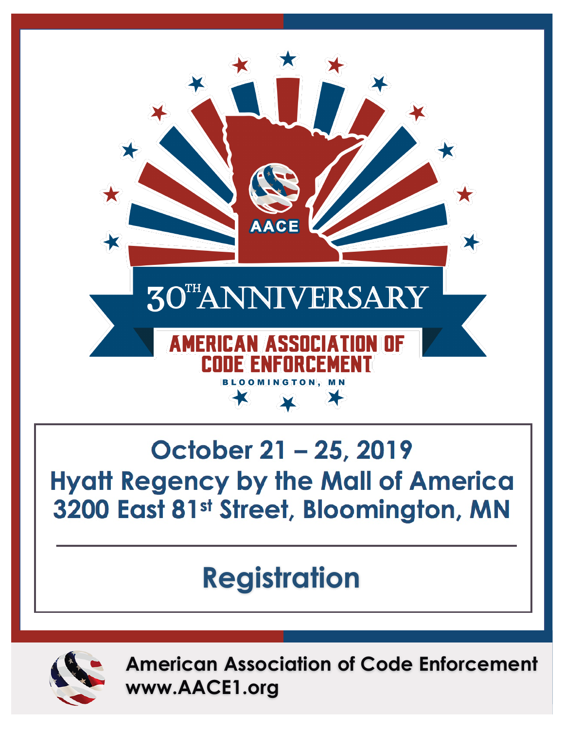AACE

# 30TH ANNIVERSARY

## AMERICAN ASSOCIATION OF CODE ENFORCEMENT

BLOOMINGTON, MN

**October 21 – 25, 2019**
**Hyatt Regency by the Mall of America**
**3200 East 81st Street, Bloomington, MN**

---

# Registration

**American Association of Code Enforcement**
**www.AACE1.org**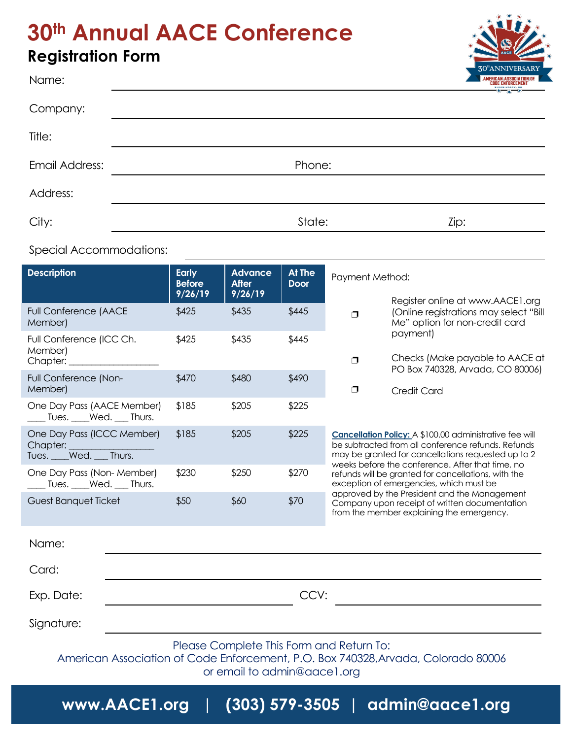# 30th Annual AACE Conference

## Registration Form

Name: ______________________________

Company: ______________________________

Title: ______________________________

Email Address: ______________________________ Phone: ______________________________

Address: ______________________________

City: ______________________________ State: ______________ Zip: ______________

Special Accommodations: ______________________________

| Description | Early Before 9/26/19 | Advance After 9/26/19 | At The Door |
|---|---|---|---|
| Full Conference (AACE Member) | $425 | $435 | $445 |
| Full Conference (ICC Ch. Member) Chapter: ___________________ | $425 | $435 | $445 |
| Full Conference (Non-Member) | $470 | $480 | $490 |
| One Day Pass (AACE Member) ____ Tues. ____Wed. ___ Thurs. | $185 | $205 | $225 |
| One Day Pass (ICCC Member) Chapter: ___________________ Tues. ____Wed. ___ Thurs. | $185 | $205 | $225 |
| One Day Pass (Non- Member) ____ Tues. ____Wed. ___ Thurs. | $230 | $250 | $270 |
| Guest Banquet Ticket | $50 | $60 | $70 |

Payment Method:

- ❐ Register online at www.AACE1.org (Online registrations may select "Bill Me" option for non-credit card payment)
- ❐ Checks (Make payable to AACE at PO Box 740328, Arvada, CO 80006)
- ❐ Credit Card

**Cancellation Policy:** A $100.00 administrative fee will be subtracted from all conference refunds. Refunds may be granted for cancellations requested up to 2 weeks before the conference. After that time, no refunds will be granted for cancellations, with the exception of emergencies, which must be approved by the President and the Management Company upon receipt of written documentation from the member explaining the emergency.

Name: ______________________________

Card: ______________________________

Exp. Date: ______________________________ CCV: ______________________________

Signature: ______________________________

Please Complete This Form and Return To:
American Association of Code Enforcement, P.O. Box 740328,Arvada, Colorado 80006
or email to admin@aace1.org

**www.AACE1.org | (303) 579-3505 | admin@aace1.org**